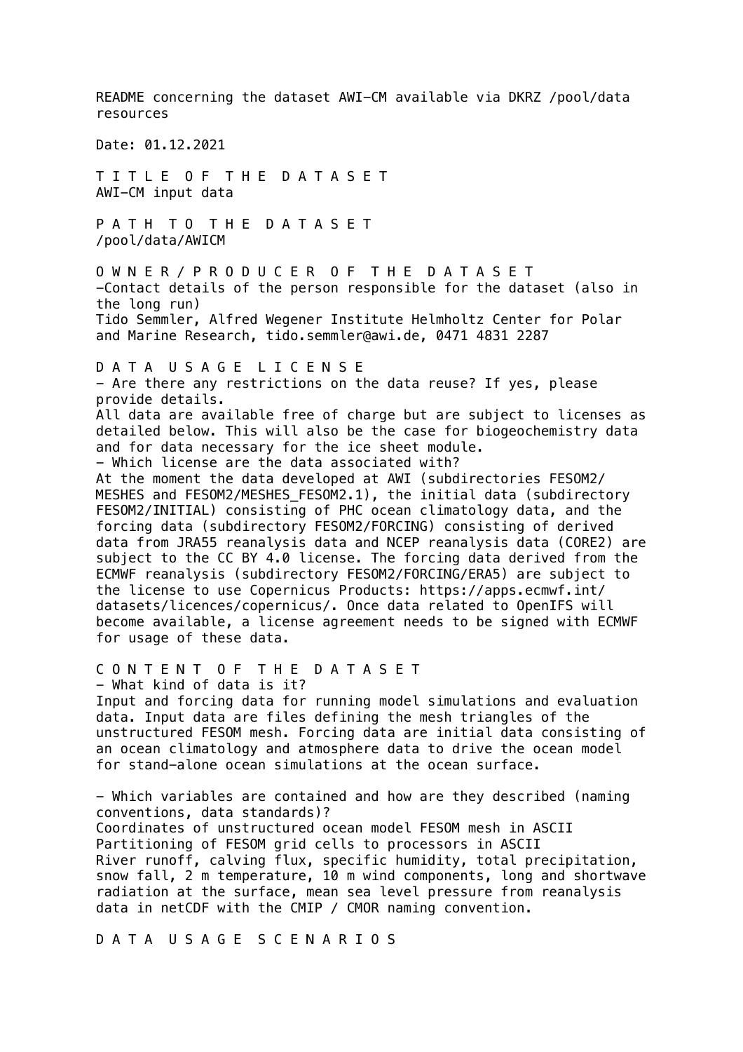README concerning the dataset AWI-CM available via DKRZ /pool/data resources

Date: 01.12.2021

## T I T L E O F T H E D A T A S E T

AWI-CM input data

## P A T H T O T H E D A T A S E T

/pool/data/AWICM

## O W N E R / P R O D U C E R O F T H E D A T A S E T

-Contact details of the person responsible for the dataset (also in the long run)
Tido Semmler, Alfred Wegener Institute Helmholtz Center for Polar and Marine Research, tido.semmler@awi.de, 0471 4831 2287

## D A T A U S A G E L I C E N S E

- Are there any restrictions on the data reuse? If yes, please provide details.

All data are available free of charge but are subject to licenses as detailed below. This will also be the case for biogeochemistry data and for data necessary for the ice sheet module.

- Which license are the data associated with?

At the moment the data developed at AWI (subdirectories FESOM2/MESHES and FESOM2/MESHES_FESOM2.1), the initial data (subdirectory FESOM2/INITIAL) consisting of PHC ocean climatology data, and the forcing data (subdirectory FESOM2/FORCING) consisting of derived data from JRA55 reanalysis data and NCEP reanalysis data (CORE2) are subject to the CC BY 4.0 license. The forcing data derived from the ECMWF reanalysis (subdirectory FESOM2/FORCING/ERA5) are subject to the license to use Copernicus Products: https://apps.ecmwf.int/datasets/licences/copernicus/. Once data related to OpenIFS will become available, a license agreement needs to be signed with ECMWF for usage of these data.

## C O N T E N T O F T H E D A T A S E T

- What kind of data is it?

Input and forcing data for running model simulations and evaluation data. Input data are files defining the mesh triangles of the unstructured FESOM mesh. Forcing data are initial data consisting of an ocean climatology and atmosphere data to drive the ocean model for stand-alone ocean simulations at the ocean surface.

- Which variables are contained and how are they described (naming conventions, data standards)?

Coordinates of unstructured ocean model FESOM mesh in ASCII
Partitioning of FESOM grid cells to processors in ASCII
River runoff, calving flux, specific humidity, total precipitation, snow fall, 2 m temperature, 10 m wind components, long and shortwave radiation at the surface, mean sea level pressure from reanalysis data in netCDF with the CMIP / CMOR naming convention.

## D A T A U S A G E S C E N A R I O S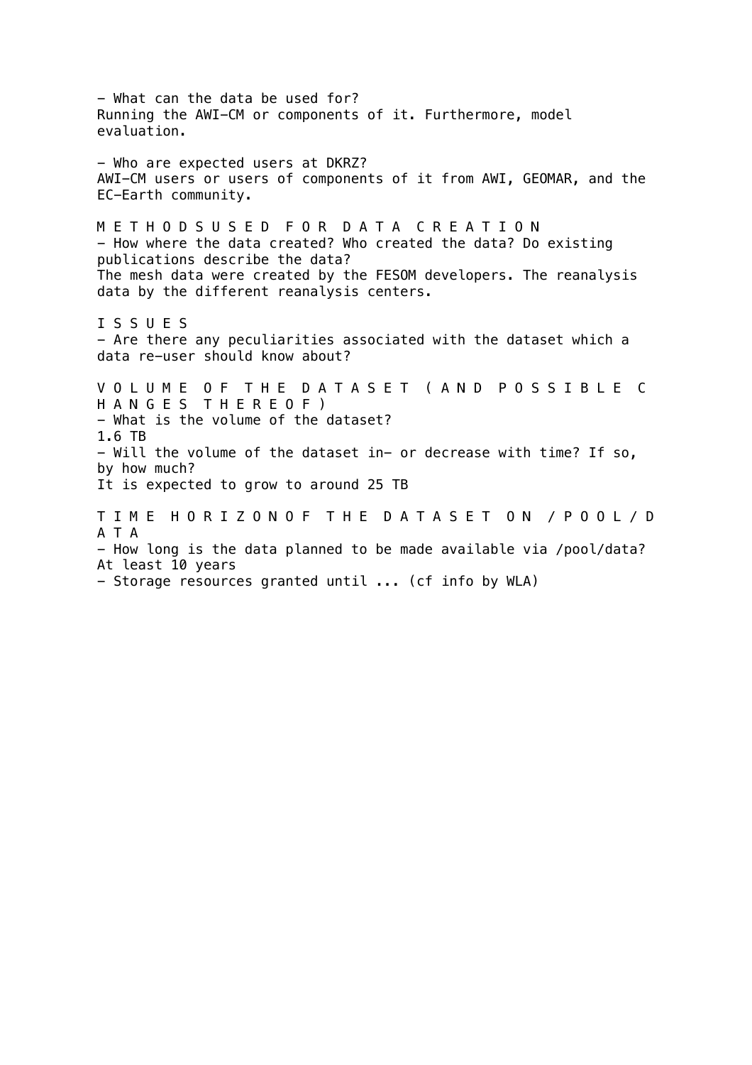- What can the data be used for?
Running the AWI-CM or components of it. Furthermore, model evaluation.

- Who are expected users at DKRZ?
AWI-CM users or users of components of it from AWI, GEOMAR, and the EC-Earth community.

## METHODSUSED FOR DATA CREATION

- How where the data created? Who created the data? Do existing publications describe the data?
The mesh data were created by the FESOM developers. The reanalysis data by the different reanalysis centers.

## ISSUES

- Are there any peculiarities associated with the dataset which a data re-user should know about?

## VOLUME OF THE DATASET (AND POSSIBLE CHANGES THEREOF)

- What is the volume of the dataset?
1.6 TB
- Will the volume of the dataset in- or decrease with time? If so, by how much?
It is expected to grow to around 25 TB

## TIME HORIZONOF THE DATASET ON /POOL/DATA

- How long is the data planned to be made available via /pool/data?
At least 10 years
- Storage resources granted until ... (cf info by WLA)